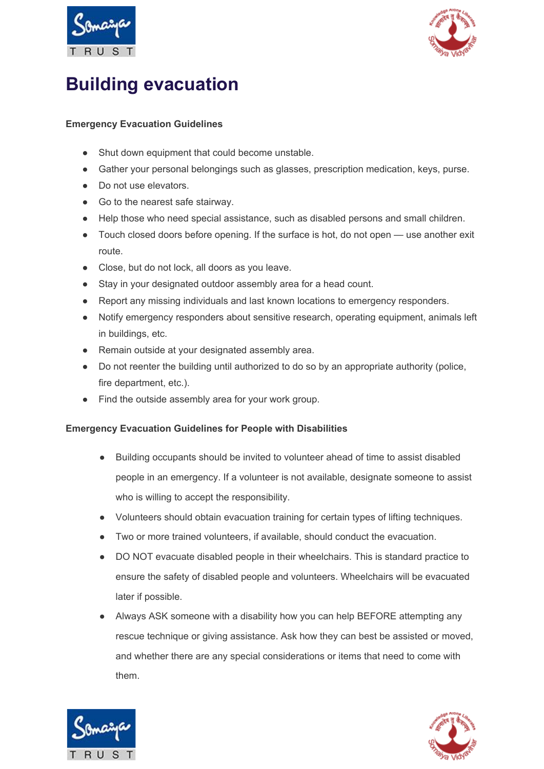# Building evacuation

**Emergency Evacuation Guidelines**

- Shut down equipment that could become unstable.
- Gather your personal belongings such as glasses, prescription medication, keys, purse.
- Do not use elevators.
- Go to the nearest safe stairway.
- Help those who need special assistance, such as disabled persons and small children.
- Touch closed doors before opening. If the surface is hot, do not open — use another exit route.
- Close, but do not lock, all doors as you leave.
- Stay in your designated outdoor assembly area for a head count.
- Report any missing individuals and last known locations to emergency responders.
- Notify emergency responders about sensitive research, operating equipment, animals left in buildings, etc.
- Remain outside at your designated assembly area.
- Do not reenter the building until authorized to do so by an appropriate authority (police, fire department, etc.).
- Find the outside assembly area for your work group.

**Emergency Evacuation Guidelines for People with Disabilities**

- Building occupants should be invited to volunteer ahead of time to assist disabled people in an emergency. If a volunteer is not available, designate someone to assist who is willing to accept the responsibility.
- Volunteers should obtain evacuation training for certain types of lifting techniques.
- Two or more trained volunteers, if available, should conduct the evacuation.
- DO NOT evacuate disabled people in their wheelchairs. This is standard practice to ensure the safety of disabled people and volunteers. Wheelchairs will be evacuated later if possible.
- Always ASK someone with a disability how you can help BEFORE attempting any rescue technique or giving assistance. Ask how they can best be assisted or moved, and whether there are any special considerations or items that need to come with them.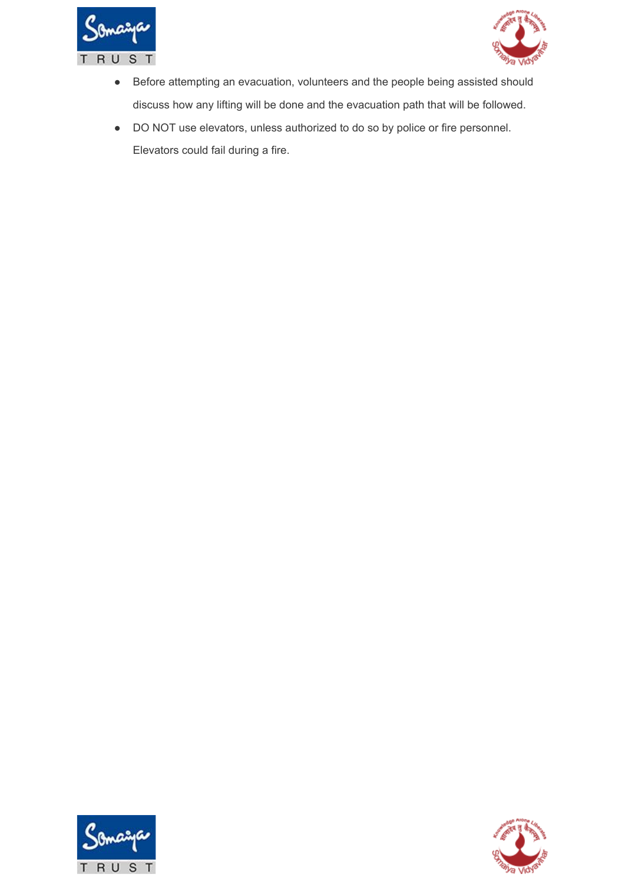- Before attempting an evacuation, volunteers and the people being assisted should discuss how any lifting will be done and the evacuation path that will be followed.
- DO NOT use elevators, unless authorized to do so by police or fire personnel. Elevators could fail during a fire.